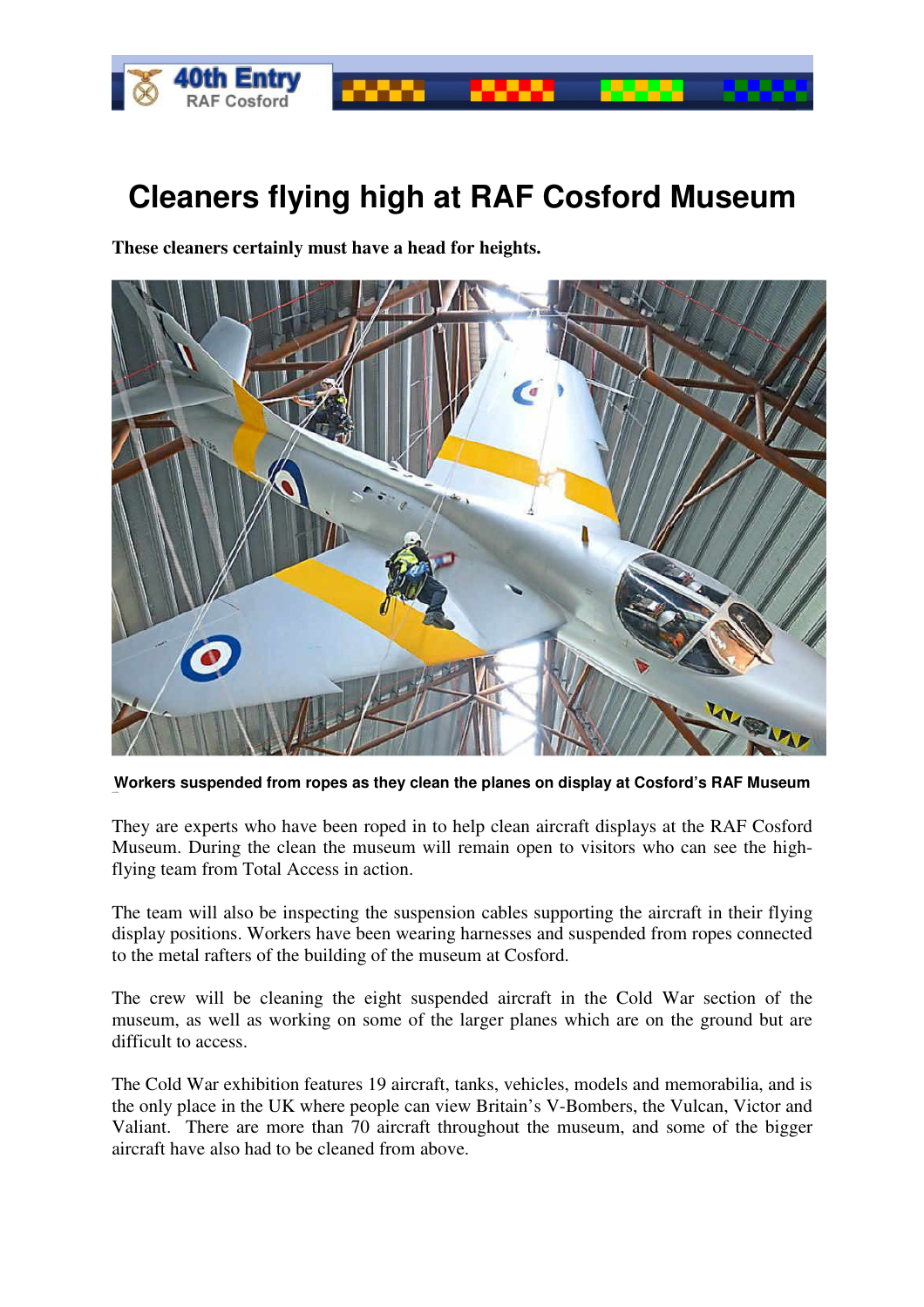# Cleaners flying high at RAF Cosford Museum

**These cleaners certainly must have a head for heights.**

**Workers suspended from ropes as they clean the planes on display at Cosford's RAF Museum**

They are experts who have been roped in to help clean aircraft displays at the RAF Cosford Museum. During the clean the museum will remain open to visitors who can see the high-flying team from Total Access in action.

The team will also be inspecting the suspension cables supporting the aircraft in their flying display positions. Workers have been wearing harnesses and suspended from ropes connected to the metal rafters of the building of the museum at Cosford.

The crew will be cleaning the eight suspended aircraft in the Cold War section of the museum, as well as working on some of the larger planes which are on the ground but are difficult to access.

The Cold War exhibition features 19 aircraft, tanks, vehicles, models and memorabilia, and is the only place in the UK where people can view Britain's V-Bombers, the Vulcan, Victor and Valiant. There are more than 70 aircraft throughout the museum, and some of the bigger aircraft have also had to be cleaned from above.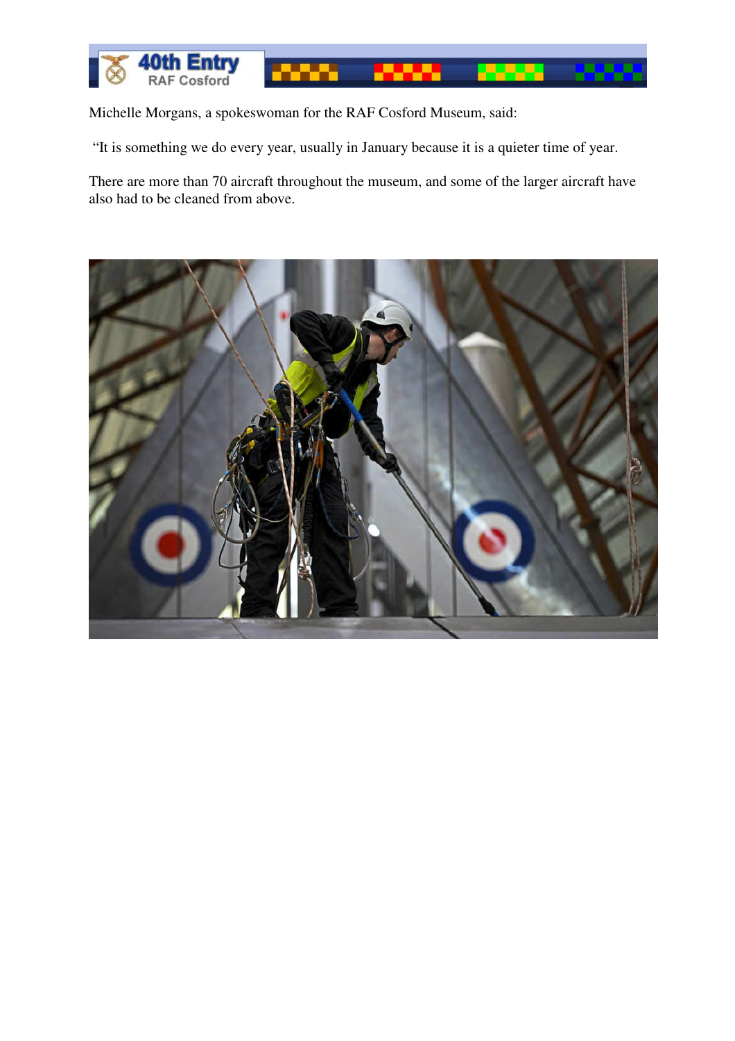Michelle Morgans, a spokeswoman for the RAF Cosford Museum, said:

"It is something we do every year, usually in January because it is a quieter time of year.

There are more than 70 aircraft throughout the museum, and some of the larger aircraft have also had to be cleaned from above.